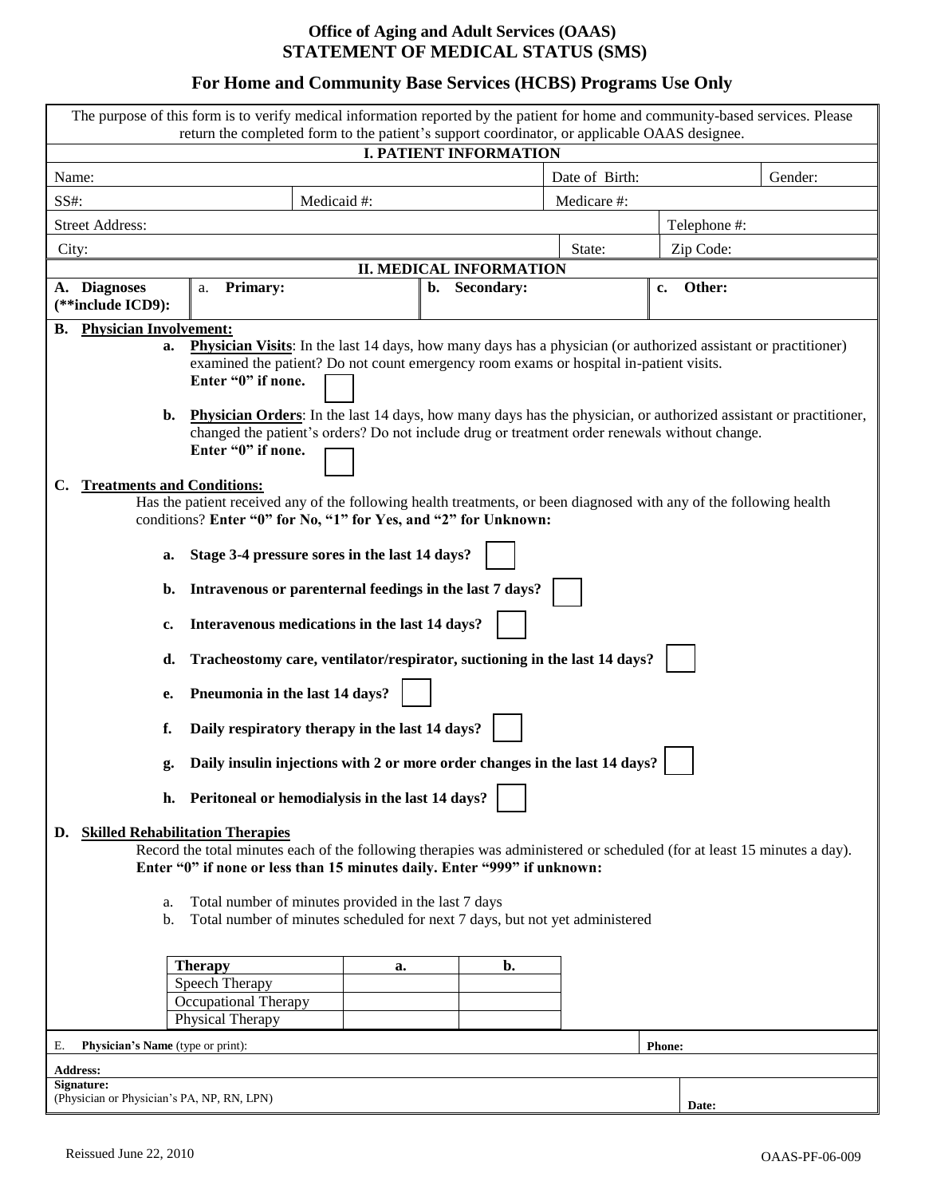# Office of Aging and Adult Services (OAAS)
# STATEMENT OF MEDICAL STATUS (SMS)

## For Home and Community Base Services (HCBS) Programs Use Only

The purpose of this form is to verify medical information reported by the patient for home and community-based services. Please return the completed form to the patient's support coordinator, or applicable OAAS designee.

### I. PATIENT INFORMATION

| Name: | | Date of Birth: | Gender: |
|---|---|---|---|
| SS#: | Medicaid #: | Medicare #: | |
| Street Address: | | | Telephone #: |
| City: | | State: | Zip Code: |

### II. MEDICAL INFORMATION

| A. Diagnoses (**include ICD9): | a. **Primary:** | b. **Secondary:** | c. **Other:** |
|---|---|---|---|

**B. Physician Involvement:**

a. **Physician Visits**: In the last 14 days, how many days has a physician (or authorized assistant or practitioner) examined the patient? Do not count emergency room exams or hospital in-patient visits.
**Enter "0" if none.** ☐

b. **Physician Orders**: In the last 14 days, how many days has the physician, or authorized assistant or practitioner, changed the patient's orders? Do not include drug or treatment order renewals without change.
**Enter "0" if none.** ☐

**C. Treatments and Conditions:**

Has the patient received any of the following health treatments, or been diagnosed with any of the following health conditions? **Enter "0" for No, "1" for Yes, and "2" for Unknown:**

a. **Stage 3-4 pressure sores in the last 14 days?** ☐

b. **Intravenous or parenternal feedings in the last 7 days?** ☐

c. **Interavenous medications in the last 14 days?** ☐

d. **Tracheostomy care, ventilator/respirator, suctioning in the last 14 days?** ☐

e. **Pneumonia in the last 14 days?** ☐

f. **Daily respiratory therapy in the last 14 days?** ☐

g. **Daily insulin injections with 2 or more order changes in the last 14 days?** ☐

h. **Peritoneal or hemodialysis in the last 14 days?** ☐

**D. Skilled Rehabilitation Therapies**

Record the total minutes each of the following therapies was administered or scheduled (for at least 15 minutes a day). **Enter "0" if none or less than 15 minutes daily. Enter "999" if unknown:**

a. Total number of minutes provided in the last 7 days
b. Total number of minutes scheduled for next 7 days, but not yet administered

| Therapy | a. | b. |
|---|---|---|
| Speech Therapy | | |
| Occupational Therapy | | |
| Physical Therapy | | |

| E. **Physician's Name** (type or print): | **Phone:** |
|---|---|
| **Address:** | |
| **Signature:** (Physician or Physician's PA, NP, RN, LPN) | **Date:** |

Reissued June 22, 2010 OAAS-PF-06-009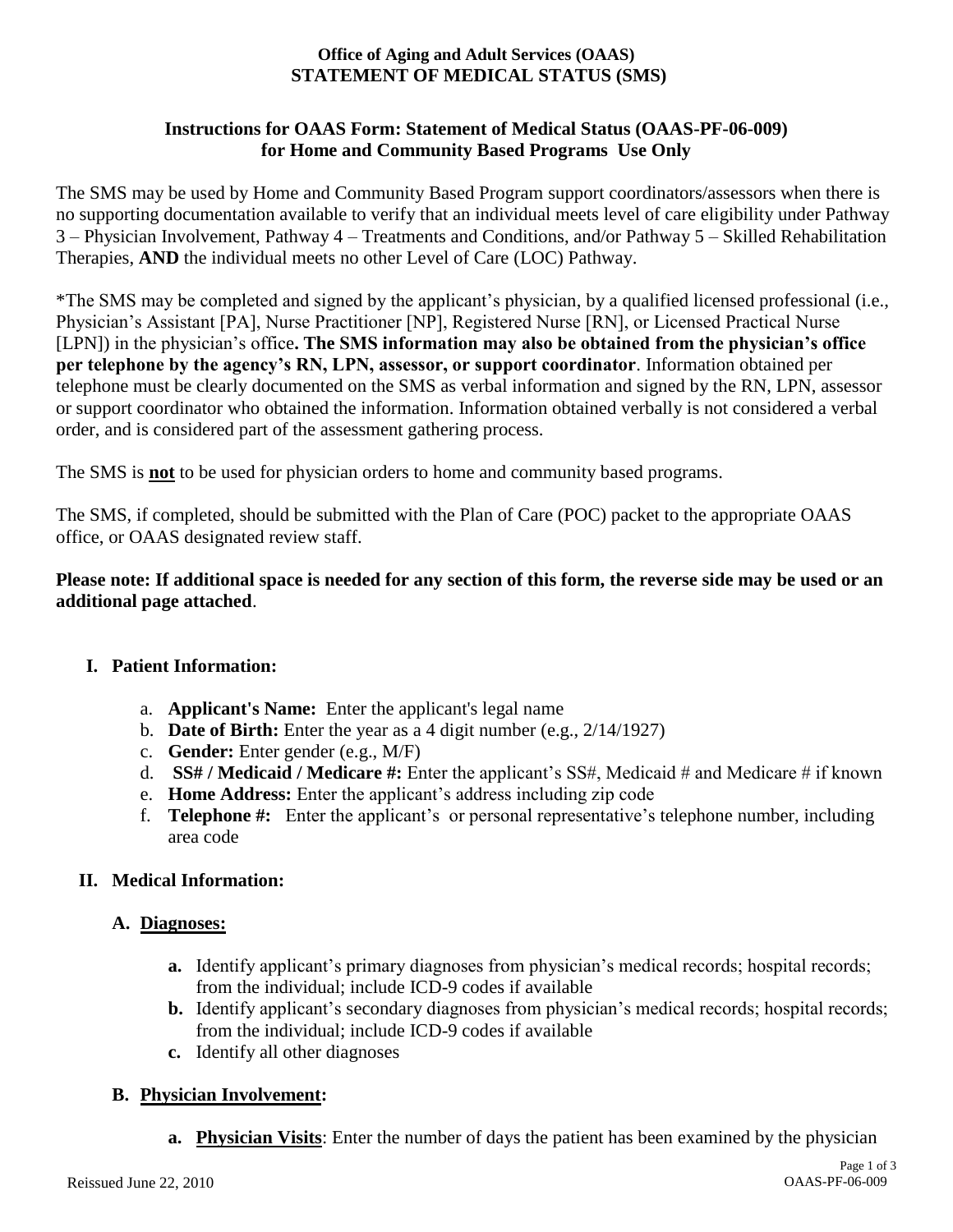**Office of Aging and Adult Services (OAAS)**
**STATEMENT OF MEDICAL STATUS (SMS)**

## Instructions for OAAS Form: Statement of Medical Status (OAAS-PF-06-009) for Home and Community Based Programs Use Only

The SMS may be used by Home and Community Based Program support coordinators/assessors when there is no supporting documentation available to verify that an individual meets level of care eligibility under Pathway 3 – Physician Involvement, Pathway 4 – Treatments and Conditions, and/or Pathway 5 – Skilled Rehabilitation Therapies, **AND** the individual meets no other Level of Care (LOC) Pathway.

*The SMS may be completed and signed by the applicant's physician, by a qualified licensed professional (i.e., Physician's Assistant [PA], Nurse Practitioner [NP], Registered Nurse [RN], or Licensed Practical Nurse [LPN]) in the physician's office**. The SMS information may also be obtained from the physician's office per telephone by the agency's RN, LPN, assessor, or support coordinator**. Information obtained per telephone must be clearly documented on the SMS as verbal information and signed by the RN, LPN, assessor or support coordinator who obtained the information. Information obtained verbally is not considered a verbal order, and is considered part of the assessment gathering process.

The SMS is **not** to be used for physician orders to home and community based programs.

The SMS, if completed, should be submitted with the Plan of Care (POC) packet to the appropriate OAAS office, or OAAS designated review staff.

**Please note: If additional space is needed for any section of this form, the reverse side may be used or an additional page attached**.

### I. Patient Information:

a. **Applicant's Name:** Enter the applicant's legal name
b. **Date of Birth:** Enter the year as a 4 digit number (e.g., 2/14/1927)
c. **Gender:** Enter gender (e.g., M/F)
d. **SS# / Medicaid / Medicare #:** Enter the applicant's SS#, Medicaid # and Medicare # if known
e. **Home Address:** Enter the applicant's address including zip code
f. **Telephone #:** Enter the applicant's or personal representative's telephone number, including area code

### II. Medical Information:

#### A. Diagnoses:

**a.** Identify applicant's primary diagnoses from physician's medical records; hospital records; from the individual; include ICD-9 codes if available
**b.** Identify applicant's secondary diagnoses from physician's medical records; hospital records; from the individual; include ICD-9 codes if available
**c.** Identify all other diagnoses

#### B. Physician Involvement:

**a. Physician Visits**: Enter the number of days the patient has been examined by the physician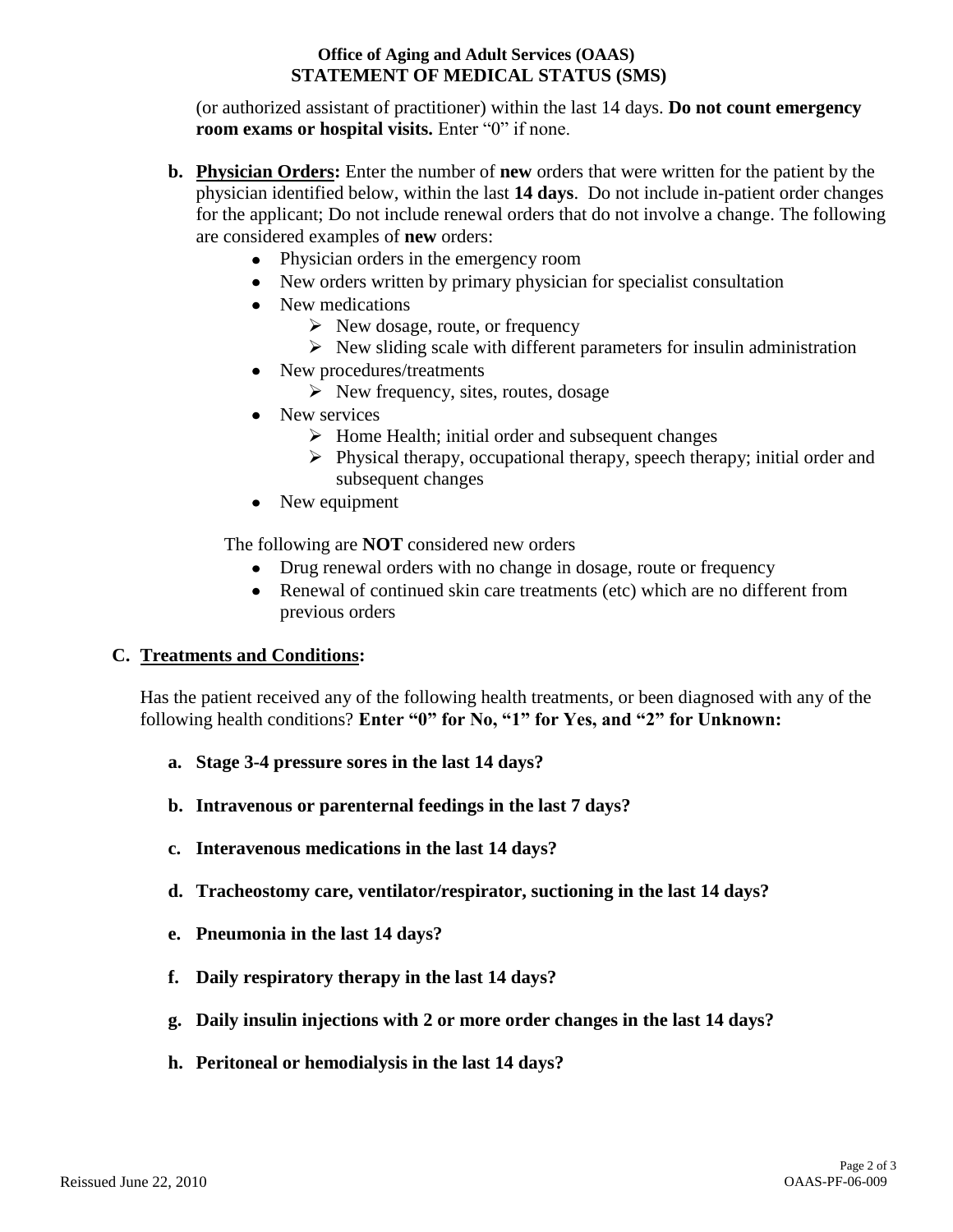(or authorized assistant of practitioner) within the last 14 days. **Do not count emergency room exams or hospital visits.** Enter "0" if none.

**b. <u>Physician Orders</u>:** Enter the number of **new** orders that were written for the patient by the physician identified below, within the last **14 days**. Do not include in-patient order changes for the applicant; Do not include renewal orders that do not involve a change. The following are considered examples of **new** orders:

- Physician orders in the emergency room
- New orders written by primary physician for specialist consultation
- New medications
  - New dosage, route, or frequency
  - New sliding scale with different parameters for insulin administration
- New procedures/treatments
  - New frequency, sites, routes, dosage
- New services
  - Home Health; initial order and subsequent changes
  - Physical therapy, occupational therapy, speech therapy; initial order and subsequent changes
- New equipment

The following are **NOT** considered new orders

- Drug renewal orders with no change in dosage, route or frequency
- Renewal of continued skin care treatments (etc) which are no different from previous orders

## C. <u>Treatments and Conditions</u>:

Has the patient received any of the following health treatments, or been diagnosed with any of the following health conditions? **Enter "0" for No, "1" for Yes, and "2" for Unknown:**

**a. Stage 3-4 pressure sores in the last 14 days?**

**b. Intravenous or parenternal feedings in the last 7 days?**

**c. Interavenous medications in the last 14 days?**

**d. Tracheostomy care, ventilator/respirator, suctioning in the last 14 days?**

**e. Pneumonia in the last 14 days?**

**f. Daily respiratory therapy in the last 14 days?**

**g. Daily insulin injections with 2 or more order changes in the last 14 days?**

**h. Peritoneal or hemodialysis in the last 14 days?**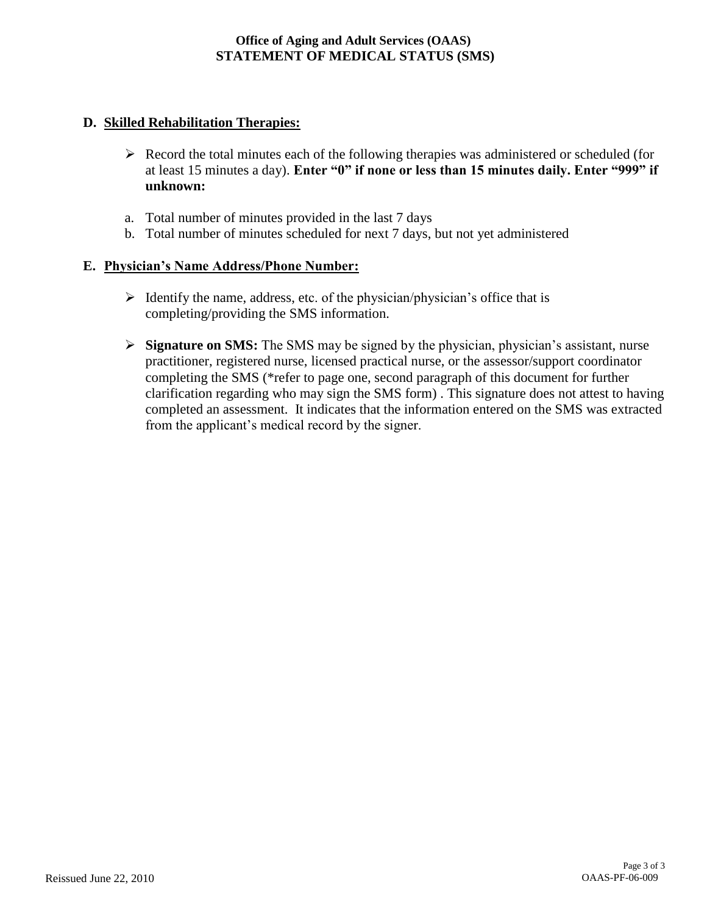### D. Skilled Rehabilitation Therapies:

- Record the total minutes each of the following therapies was administered or scheduled (for at least 15 minutes a day). **Enter "0" if none or less than 15 minutes daily. Enter "999" if unknown:**

a. Total number of minutes provided in the last 7 days
b. Total number of minutes scheduled for next 7 days, but not yet administered

### E. Physician's Name Address/Phone Number:

- Identify the name, address, etc. of the physician/physician's office that is completing/providing the SMS information.

- **Signature on SMS:** The SMS may be signed by the physician, physician's assistant, nurse practitioner, registered nurse, licensed practical nurse, or the assessor/support coordinator completing the SMS (*refer to page one, second paragraph of this document for further clarification regarding who may sign the SMS form) . This signature does not attest to having completed an assessment. It indicates that the information entered on the SMS was extracted from the applicant's medical record by the signer.